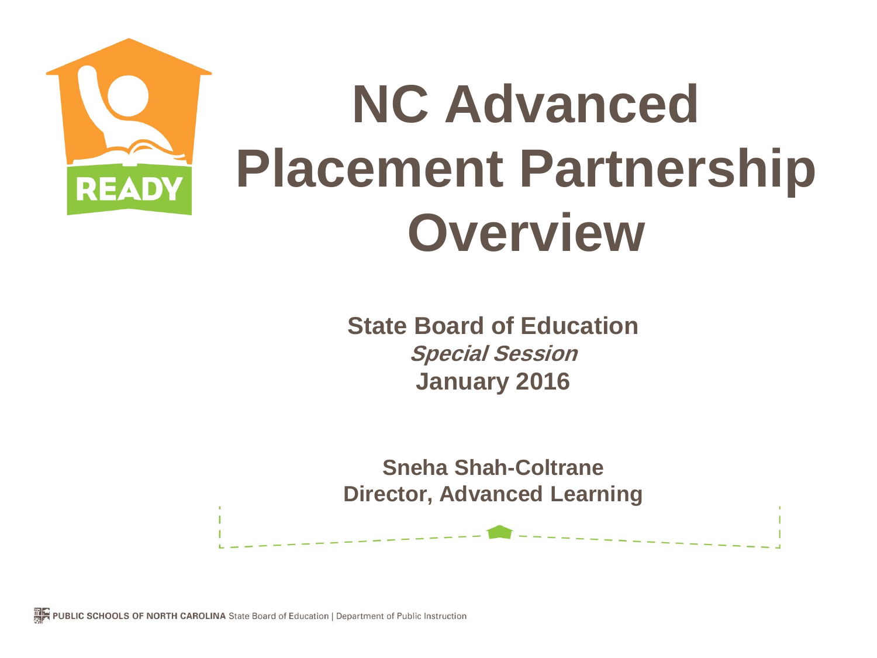# NC Advanced Placement Partnership Overview

**State Board of Education**
***Special Session***
**January 2016**

**Sneha Shah-Coltrane**
**Director, Advanced Learning**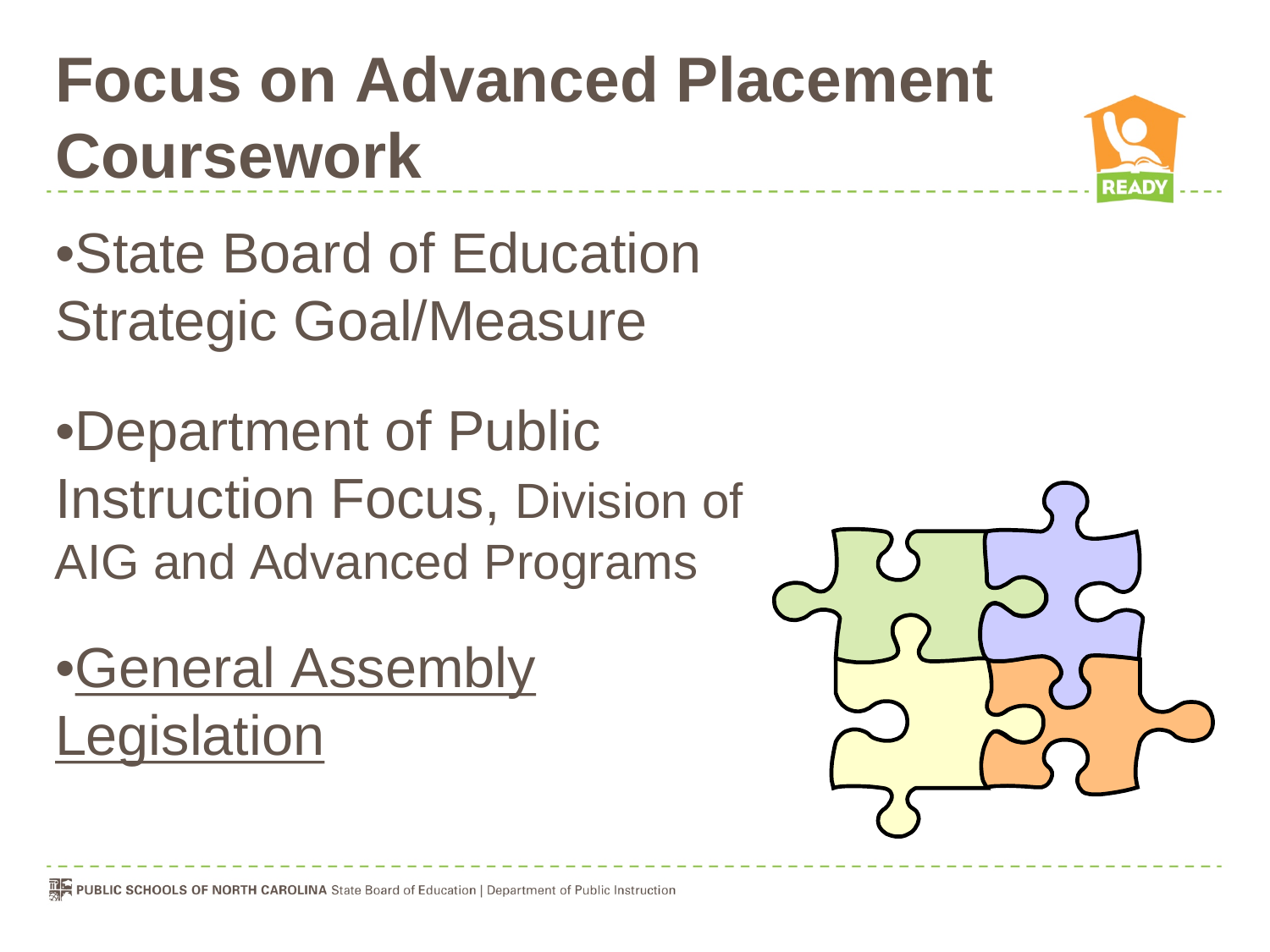# Focus on Advanced Placement Coursework

- State Board of Education Strategic Goal/Measure
- Department of Public Instruction Focus, Division of AIG and Advanced Programs
- General Assembly Legislation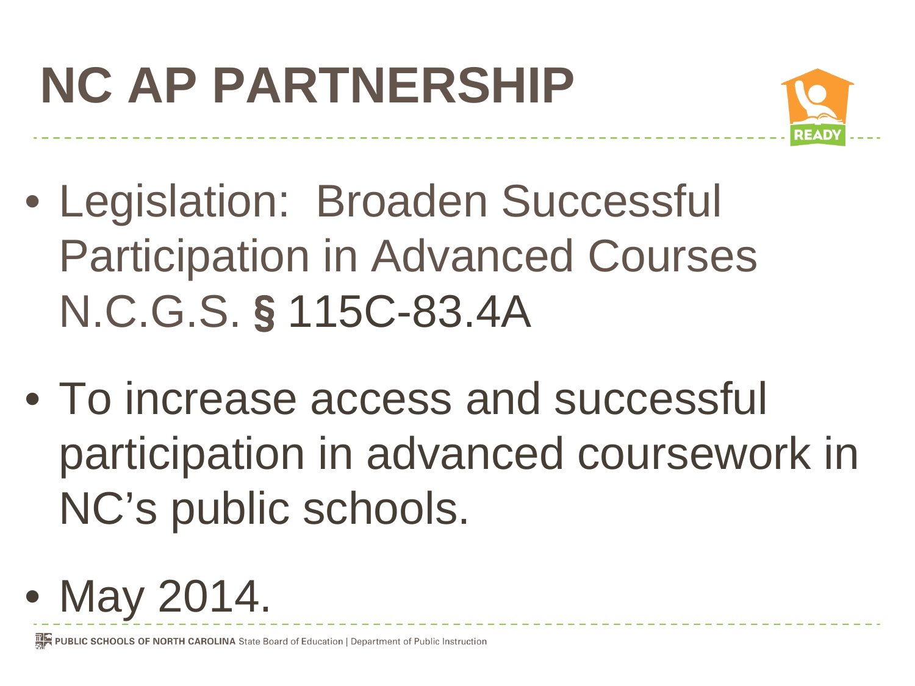# NC AP PARTNERSHIP

- Legislation: Broaden Successful Participation in Advanced Courses N.C.G.S. § 115C-83.4A
- To increase access and successful participation in advanced coursework in NC's public schools.
- May 2014.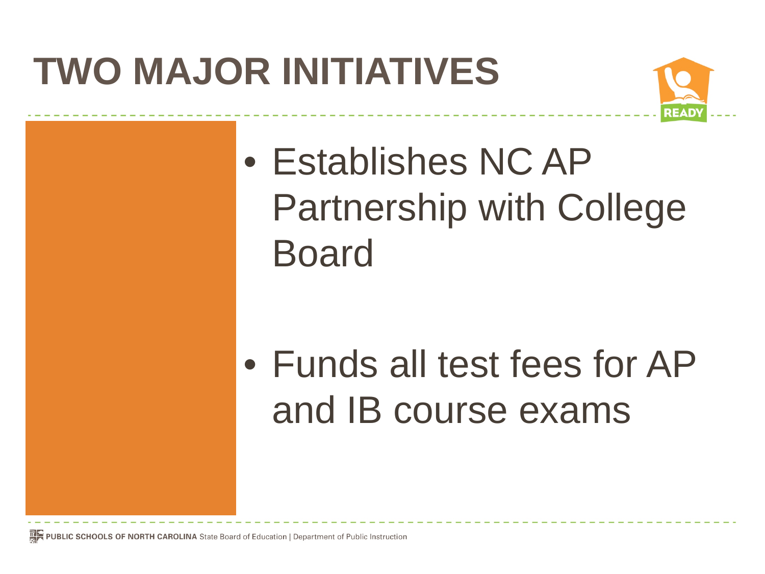# TWO MAJOR INITIATIVES

- Establishes NC AP Partnership with College Board

- Funds all test fees for AP and IB course exams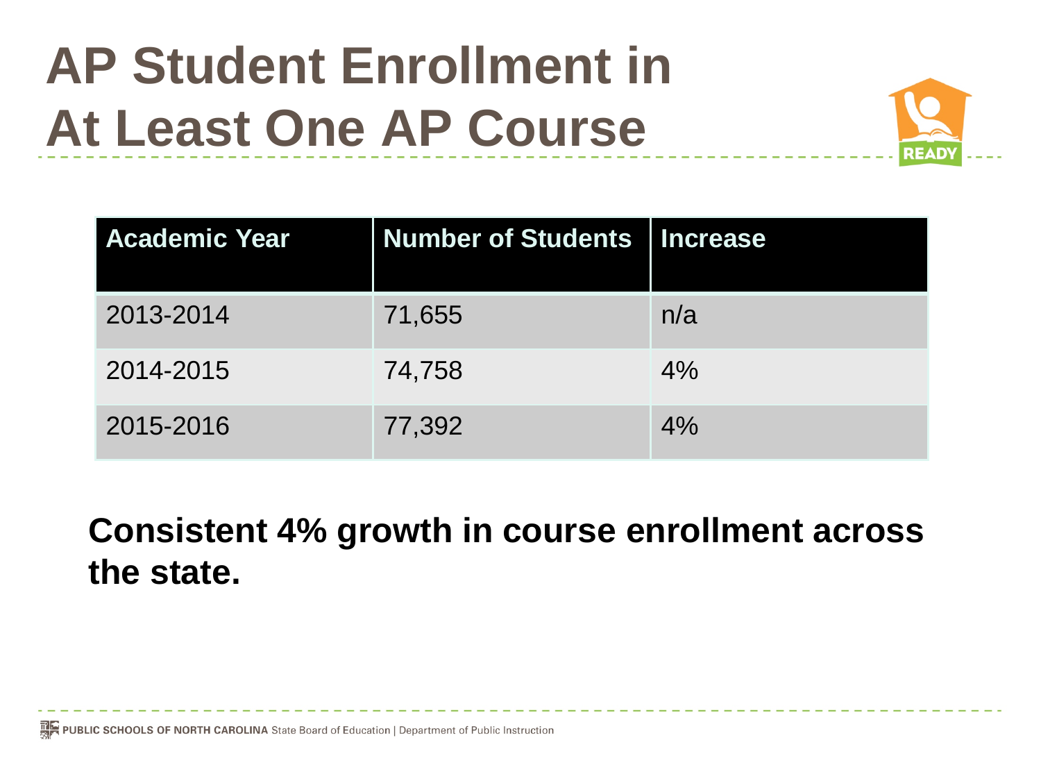# AP Student Enrollment in At Least One AP Course

| Academic Year | Number of Students | Increase |
|---|---|---|
| 2013-2014 | 71,655 | n/a |
| 2014-2015 | 74,758 | 4% |
| 2015-2016 | 77,392 | 4% |

**Consistent 4% growth in course enrollment across the state.**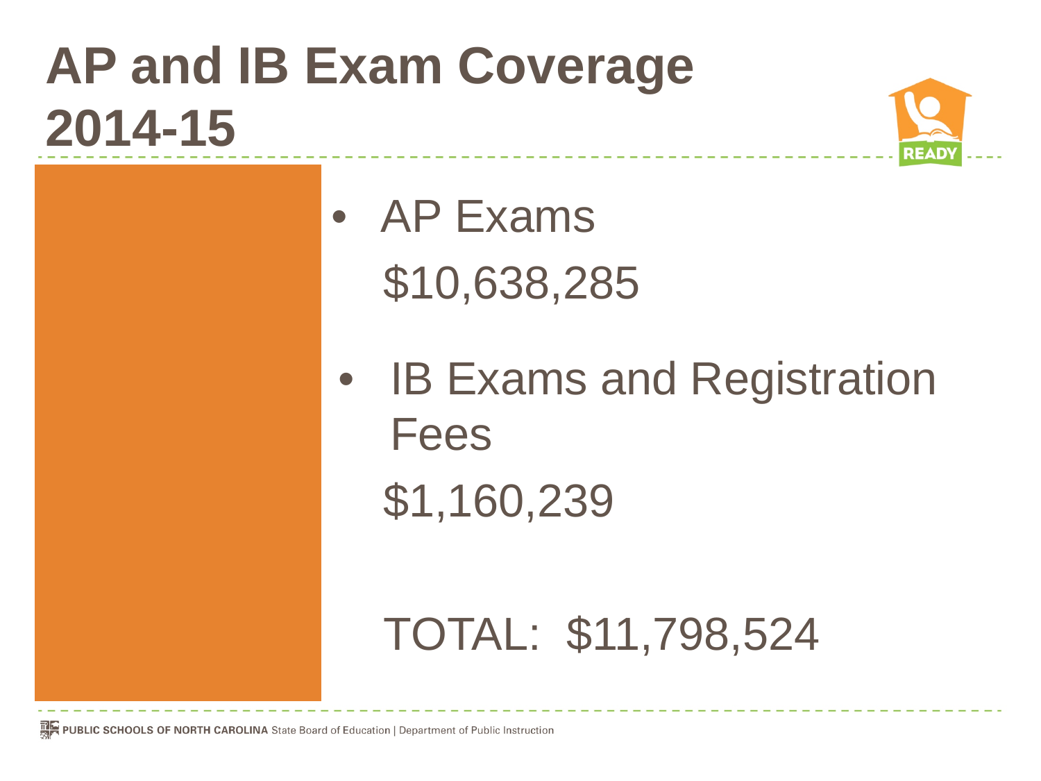# AP and IB Exam Coverage 2014-15

- AP Exams

  $10,638,285

- IB Exams and Registration Fees

  $1,160,239

TOTAL: $11,798,524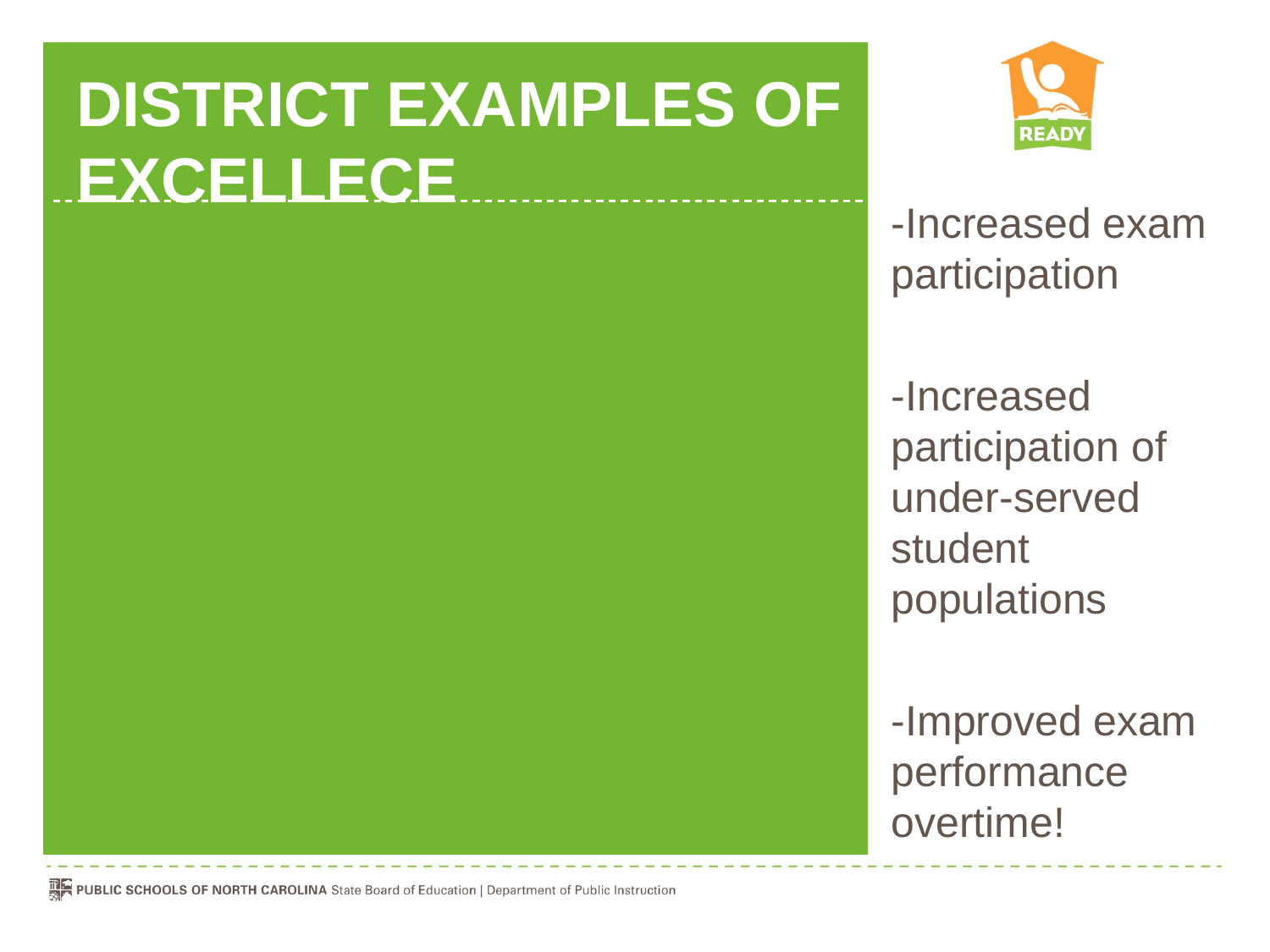# DISTRICT EXAMPLES OF EXCELLECE

-Increased exam participation

-Increased participation of under-served student populations

-Improved exam performance overtime!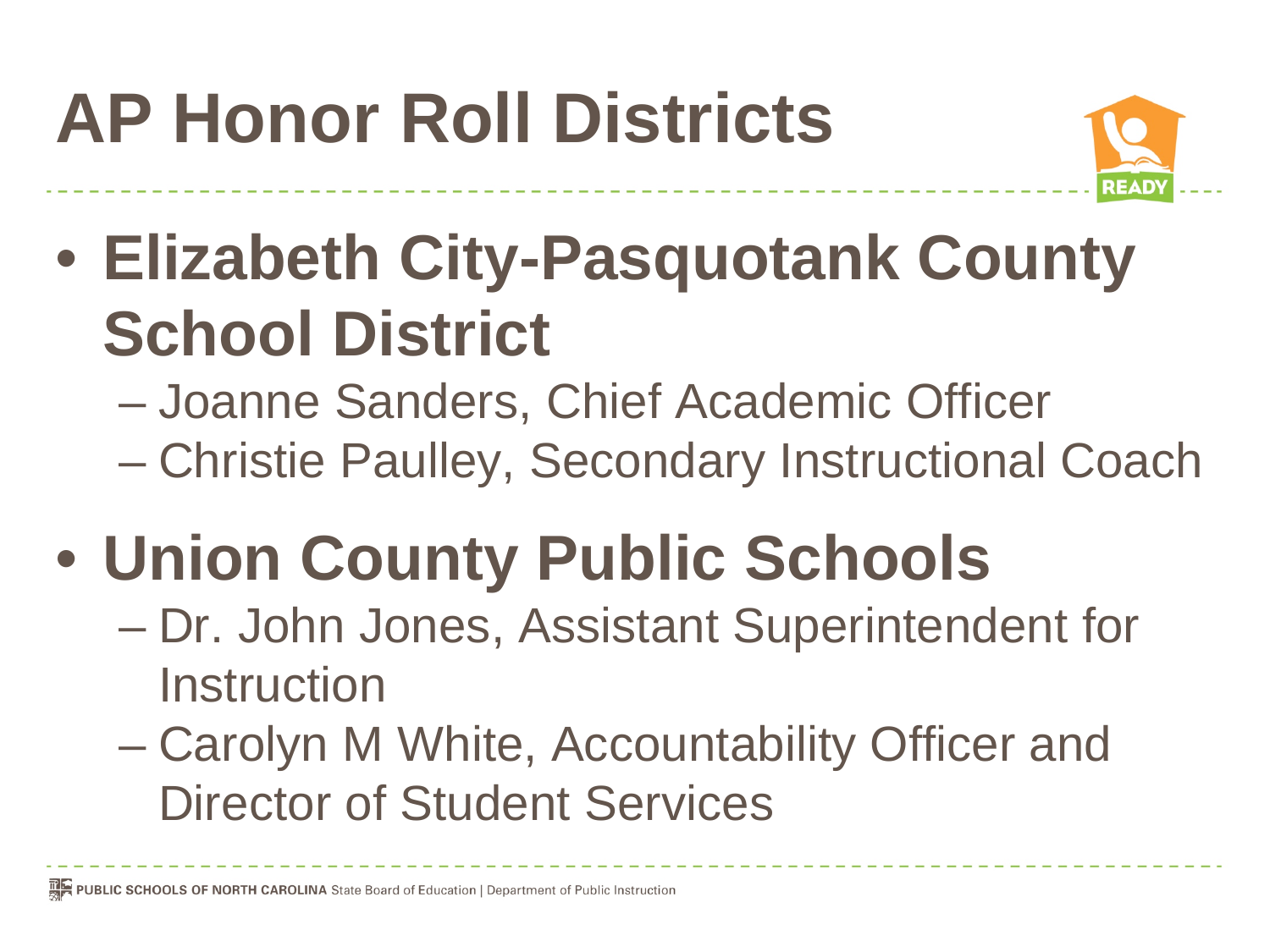# AP Honor Roll Districts

- **Elizabeth City-Pasquotank County School District**
  - Joanne Sanders, Chief Academic Officer
  - Christie Paulley, Secondary Instructional Coach
- **Union County Public Schools**
  - Dr. John Jones, Assistant Superintendent for Instruction
  - Carolyn M White, Accountability Officer and Director of Student Services